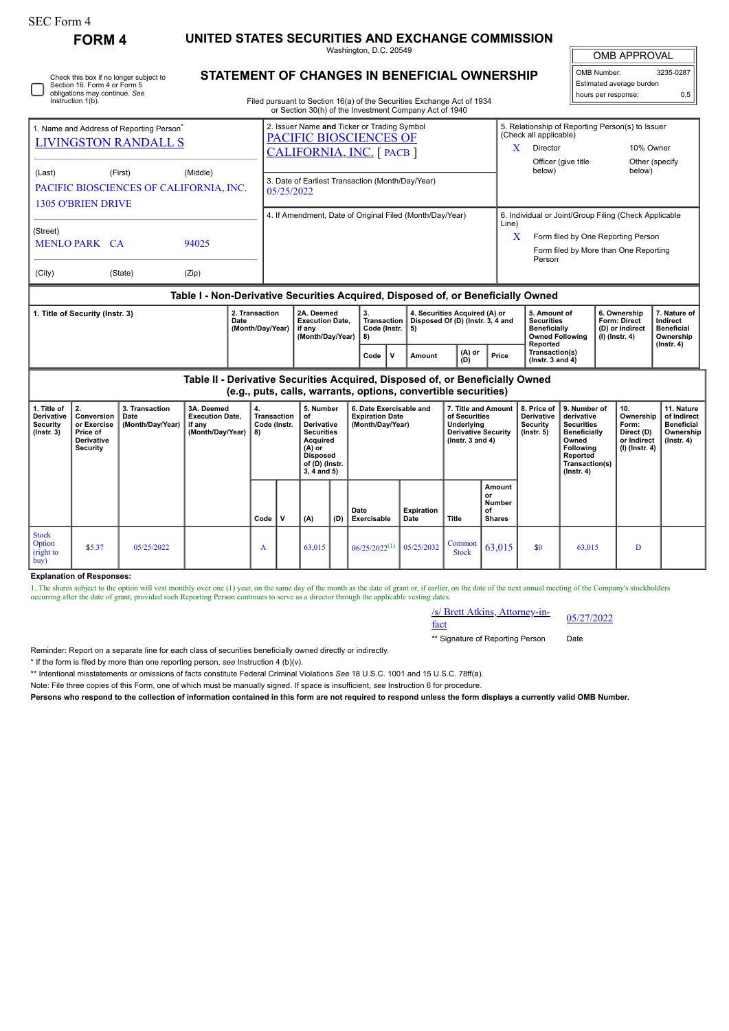SEC Form 4

**FORM 4**

# UNITED STATES SECURITIES AND EXCHANGE COMMISSION

Washington, D.C. 20549

## STATEMENT OF CHANGES IN BENEFICIAL OWNERSHIP

Filed pursuant to Section 16(a) of the Securities Exchange Act of 1934 or Section 30(h) of the Investment Company Act of 1940

| OMB APPROVAL | |
|---|---|
| OMB Number: | 3235-0287 |
| Estimated average burden | |
| hours per response: | 0.5 |

☐ Check this box if no longer subject to Section 16. Form 4 or Form 5 obligations may continue. *See* Instruction 1(b).

1. Name and Address of Reporting Person*
LIVINGSTON RANDALL S

(Last) (First) (Middle)
PACIFIC BIOSCIENCES OF CALIFORNIA, INC.
1305 O'BRIEN DRIVE

(Street)
MENLO PARK CA 94025

(City) (State) (Zip)

2. Issuer Name **and** Ticker or Trading Symbol
PACIFIC BIOSCIENCES OF CALIFORNIA, INC. [ PACB ]

3. Date of Earliest Transaction (Month/Day/Year)
05/25/2022

4. If Amendment, Date of Original Filed (Month/Day/Year)

5. Relationship of Reporting Person(s) to Issuer (Check all applicable)
X Director
10% Owner
Officer (give title below)
Other (specify below)

6. Individual or Joint/Group Filing (Check Applicable Line)
X Form filed by One Reporting Person
Form filed by More than One Reporting Person

### Table I - Non-Derivative Securities Acquired, Disposed of, or Beneficially Owned

| 1. Title of Security (Instr. 3) | 2. Transaction Date (Month/Day/Year) | 2A. Deemed Execution Date, if any (Month/Day/Year) | 3. Transaction Code (Instr. 8) | | 4. Securities Acquired (A) or Disposed Of (D) (Instr. 3, 4 and 5) | | | 5. Amount of Securities Beneficially Owned Following Reported Transaction(s) (Instr. 3 and 4) | 6. Ownership Form: Direct (D) or Indirect (I) (Instr. 4) | 7. Nature of Indirect Beneficial Ownership (Instr. 4) |
|---|---|---|---|---|---|---|---|---|---|---|
| | | | Code | V | Amount | (A) or (D) | Price | | | |

### Table II - Derivative Securities Acquired, Disposed of, or Beneficially Owned (e.g., puts, calls, warrants, options, convertible securities)

| 1. Title of Derivative Security (Instr. 3) | 2. Conversion or Exercise Price of Derivative Security | 3. Transaction Date (Month/Day/Year) | 3A. Deemed Execution Date, if any (Month/Day/Year) | 4. Transaction Code (Instr. 8) | | 5. Number of Derivative Securities Acquired (A) or Disposed of (D) (Instr. 3, 4 and 5) | | 6. Date Exercisable and Expiration Date (Month/Day/Year) | | 7. Title and Amount of Securities Underlying Derivative Security (Instr. 3 and 4) | | 8. Price of Derivative Security (Instr. 5) | 9. Number of derivative Securities Beneficially Owned Following Reported Transaction(s) (Instr. 4) | 10. Ownership Form: Direct (D) or Indirect (I) (Instr. 4) | 11. Nature of Indirect Beneficial Ownership (Instr. 4) |
|---|---|---|---|---|---|---|---|---|---|---|---|---|---|---|---|
| | | | | Code | V | (A) | (D) | Date Exercisable | Expiration Date | Title | Amount or Number of Shares | | | | |
| Stock Option (right to buy) | $5.37 | 05/25/2022 | | A | | 63,015 | | 06/25/2022[(1)] | 05/25/2032 | Common Stock | 63,015 | $0 | 63,015 | D | |

**Explanation of Responses:**

1. The shares subject to the option will vest monthly over one (1) year, on the same day of the month as the date of grant or, if earlier, on the date of the next annual meeting of the Company's stockholders occurring after the date of grant, provided such Reporting Person continues to serve as a director through the applicable vesting dates.

/s/ Brett Atkins, Attorney-in-fact — 05/27/2022

** Signature of Reporting Person — Date

Reminder: Report on a separate line for each class of securities beneficially owned directly or indirectly.

\* If the form is filed by more than one reporting person, *see* Instruction 4 (b)(v).

** Intentional misstatements or omissions of facts constitute Federal Criminal Violations *See* 18 U.S.C. 1001 and 15 U.S.C. 78ff(a).

Note: File three copies of this Form, one of which must be manually signed. If space is insufficient, *see* Instruction 6 for procedure.

**Persons who respond to the collection of information contained in this form are not required to respond unless the form displays a currently valid OMB Number.**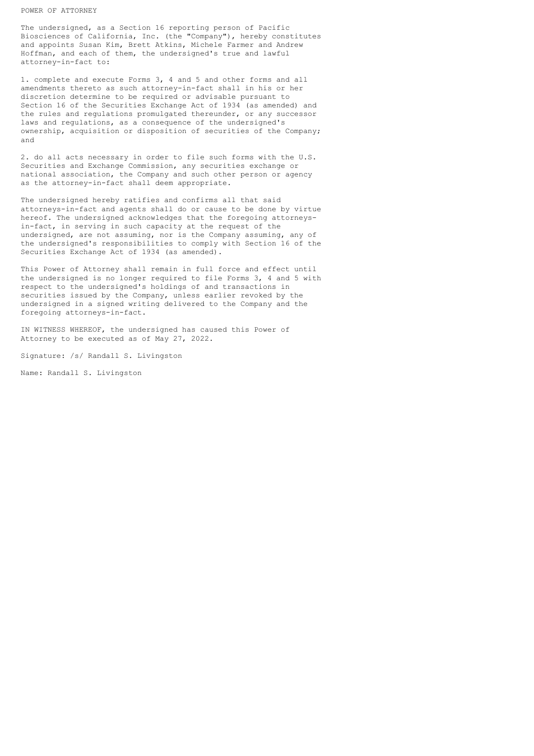# POWER OF ATTORNEY

The undersigned, as a Section 16 reporting person of Pacific Biosciences of California, Inc. (the "Company"), hereby constitutes and appoints Susan Kim, Brett Atkins, Michele Farmer and Andrew Hoffman, and each of them, the undersigned's true and lawful attorney-in-fact to:

1. complete and execute Forms 3, 4 and 5 and other forms and all amendments thereto as such attorney-in-fact shall in his or her discretion determine to be required or advisable pursuant to Section 16 of the Securities Exchange Act of 1934 (as amended) and the rules and regulations promulgated thereunder, or any successor laws and regulations, as a consequence of the undersigned's ownership, acquisition or disposition of securities of the Company; and

2. do all acts necessary in order to file such forms with the U.S. Securities and Exchange Commission, any securities exchange or national association, the Company and such other person or agency as the attorney-in-fact shall deem appropriate.

The undersigned hereby ratifies and confirms all that said attorneys-in-fact and agents shall do or cause to be done by virtue hereof. The undersigned acknowledges that the foregoing attorneys-in-fact, in serving in such capacity at the request of the undersigned, are not assuming, nor is the Company assuming, any of the undersigned's responsibilities to comply with Section 16 of the Securities Exchange Act of 1934 (as amended).

This Power of Attorney shall remain in full force and effect until the undersigned is no longer required to file Forms 3, 4 and 5 with respect to the undersigned's holdings of and transactions in securities issued by the Company, unless earlier revoked by the undersigned in a signed writing delivered to the Company and the foregoing attorneys-in-fact.

IN WITNESS WHEREOF, the undersigned has caused this Power of Attorney to be executed as of May 27, 2022.

Signature: /s/ Randall S. Livingston

Name: Randall S. Livingston